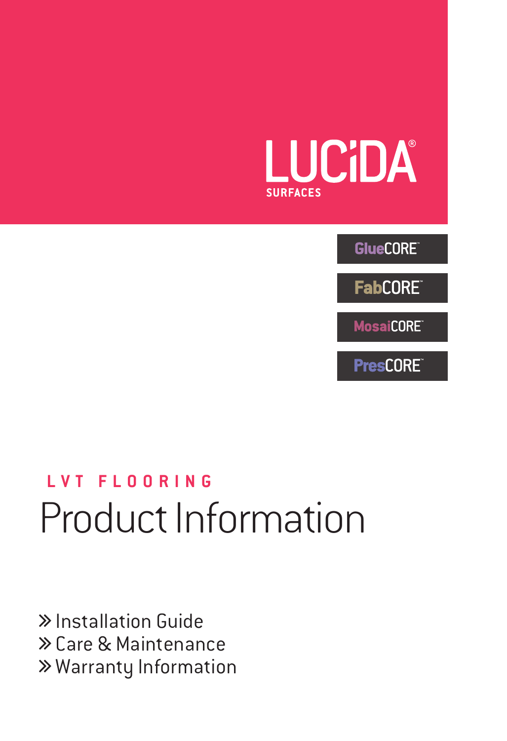LUCiDA®
SURFACES

GlueCORE™

FabCORE™

MosaiCORE™

PresCORE™

LVT FLOORING

# Product Information

» Installation Guide
» Care & Maintenance
» Warranty Information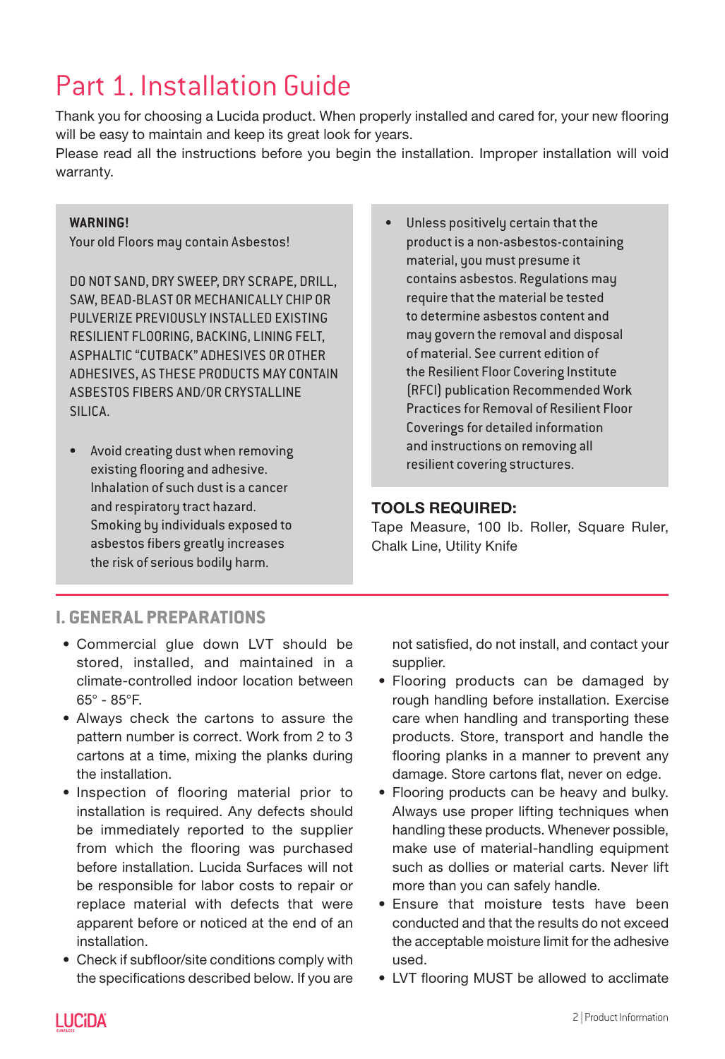# Part 1. Installation Guide

Thank you for choosing a Lucida product. When properly installed and cared for, your new flooring will be easy to maintain and keep its great look for years.
Please read all the instructions before you begin the installation. Improper installation will void warranty.

**WARNING!**
Your old Floors may contain Asbestos!

DO NOT SAND, DRY SWEEP, DRY SCRAPE, DRILL, SAW, BEAD-BLAST OR MECHANICALLY CHIP OR PULVERIZE PREVIOUSLY INSTALLED EXISTING RESILIENT FLOORING, BACKING, LINING FELT, ASPHALTIC "CUTBACK" ADHESIVES OR OTHER ADHESIVES, AS THESE PRODUCTS MAY CONTAIN ASBESTOS FIBERS AND/OR CRYSTALLINE SILICA.

- Avoid creating dust when removing existing flooring and adhesive. Inhalation of such dust is a cancer and respiratory tract hazard. Smoking by individuals exposed to asbestos fibers greatly increases the risk of serious bodily harm.
- Unless positively certain that the product is a non-asbestos-containing material, you must presume it contains asbestos. Regulations may require that the material be tested to determine asbestos content and may govern the removal and disposal of material. See current edition of the Resilient Floor Covering Institute (RFCI) publication Recommended Work Practices for Removal of Resilient Floor Coverings for detailed information and instructions on removing all resilient covering structures.

**TOOLS REQUIRED:**
Tape Measure, 100 lb. Roller, Square Ruler, Chalk Line, Utility Knife

## I. GENERAL PREPARATIONS

- Commercial glue down LVT should be stored, installed, and maintained in a climate-controlled indoor location between 65° - 85°F.
- Always check the cartons to assure the pattern number is correct. Work from 2 to 3 cartons at a time, mixing the planks during the installation.
- Inspection of flooring material prior to installation is required. Any defects should be immediately reported to the supplier from which the flooring was purchased before installation. Lucida Surfaces will not be responsible for labor costs to repair or replace material with defects that were apparent before or noticed at the end of an installation.
- Check if subfloor/site conditions comply with the specifications described below. If you are not satisfied, do not install, and contact your supplier.
- Flooring products can be damaged by rough handling before installation. Exercise care when handling and transporting these products. Store, transport and handle the flooring planks in a manner to prevent any damage. Store cartons flat, never on edge.
- Flooring products can be heavy and bulky. Always use proper lifting techniques when handling these products. Whenever possible, make use of material-handling equipment such as dollies or material carts. Never lift more than you can safely handle.
- Ensure that moisture tests have been conducted and that the results do not exceed the acceptable moisture limit for the adhesive used.
- LVT flooring MUST be allowed to acclimate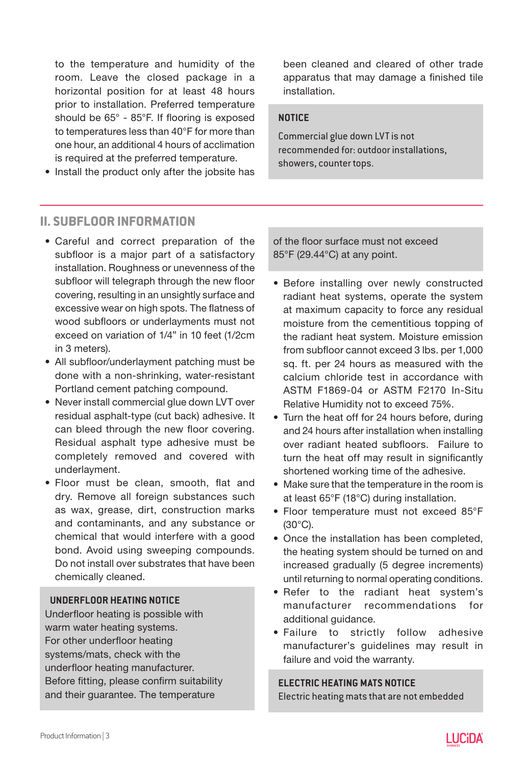to the temperature and humidity of the room. Leave the closed package in a horizontal position for at least 48 hours prior to installation. Preferred temperature should be 65° - 85°F. If flooring is exposed to temperatures less than 40°F for more than one hour, an additional 4 hours of acclimation is required at the preferred temperature.

- Install the product only after the jobsite has been cleaned and cleared of other trade apparatus that may damage a finished tile installation.

**NOTICE**

Commercial glue down LVT is not recommended for: outdoor installations, showers, counter tops.

## II. SUBFLOOR INFORMATION

- Careful and correct preparation of the subfloor is a major part of a satisfactory installation. Roughness or unevenness of the subfloor will telegraph through the new floor covering, resulting in an unsightly surface and excessive wear on high spots. The flatness of wood subfloors or underlayments must not exceed on variation of 1/4" in 10 feet (1/2cm in 3 meters).
- All subfloor/underlayment patching must be done with a non-shrinking, water-resistant Portland cement patching compound.
- Never install commercial glue down LVT over residual asphalt-type (cut back) adhesive. It can bleed through the new floor covering. Residual asphalt type adhesive must be completely removed and covered with underlayment.
- Floor must be clean, smooth, flat and dry. Remove all foreign substances such as wax, grease, dirt, construction marks and contaminants, and any substance or chemical that would interfere with a good bond. Avoid using sweeping compounds. Do not install over substrates that have been chemically cleaned.

**UNDERFLOOR HEATING NOTICE**

Underfloor heating is possible with warm water heating systems. For other underfloor heating systems/mats, check with the underfloor heating manufacturer. Before fitting, please confirm suitability and their guarantee. The temperature of the floor surface must not exceed 85°F (29.44°C) at any point.

- Before installing over newly constructed radiant heat systems, operate the system at maximum capacity to force any residual moisture from the cementitious topping of the radiant heat system. Moisture emission from subfloor cannot exceed 3 lbs. per 1,000 sq. ft. per 24 hours as measured with the calcium chloride test in accordance with ASTM F1869-04 or ASTM F2170 In-Situ Relative Humidity not to exceed 75%.
- Turn the heat off for 24 hours before, during and 24 hours after installation when installing over radiant heated subfloors. Failure to turn the heat off may result in significantly shortened working time of the adhesive.
- Make sure that the temperature in the room is at least 65°F (18°C) during installation.
- Floor temperature must not exceed 85°F (30°C).
- Once the installation has been completed, the heating system should be turned on and increased gradually (5 degree increments) until returning to normal operating conditions.
- Refer to the radiant heat system's manufacturer recommendations for additional guidance.
- Failure to strictly follow adhesive manufacturer's guidelines may result in failure and void the warranty.

**ELECTRIC HEATING MATS NOTICE**

Electric heating mats that are not embedded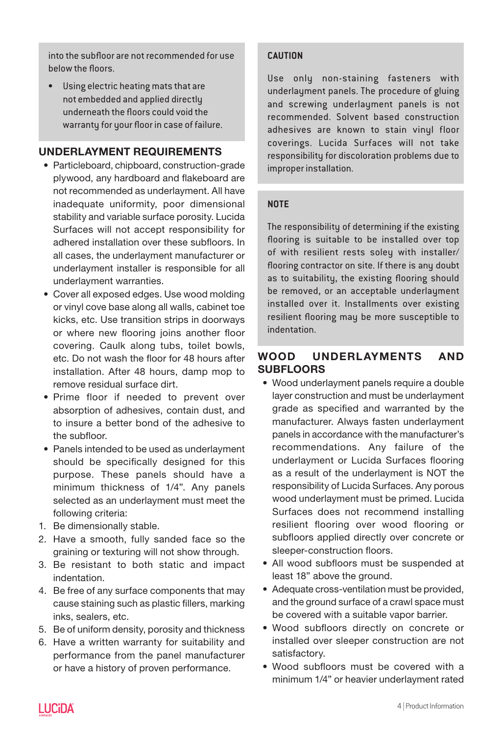into the subfloor are not recommended for use below the floors.

- Using electric heating mats that are not embedded and applied directly underneath the floors could void the warranty for your floor in case of failure.

## UNDERLAYMENT REQUIREMENTS

- Particleboard, chipboard, construction-grade plywood, any hardboard and flakeboard are not recommended as underlayment. All have inadequate uniformity, poor dimensional stability and variable surface porosity. Lucida Surfaces will not accept responsibility for adhered installation over these subfloors. In all cases, the underlayment manufacturer or underlayment installer is responsible for all underlayment warranties.
- Cover all exposed edges. Use wood molding or vinyl cove base along all walls, cabinet toe kicks, etc. Use transition strips in doorways or where new flooring joins another floor covering. Caulk along tubs, toilet bowls, etc. Do not wash the floor for 48 hours after installation. After 48 hours, damp mop to remove residual surface dirt.
- Prime floor if needed to prevent over absorption of adhesives, contain dust, and to insure a better bond of the adhesive to the subfloor.
- Panels intended to be used as underlayment should be specifically designed for this purpose. These panels should have a minimum thickness of 1/4". Any panels selected as an underlayment must meet the following criteria:

1. Be dimensionally stable.
2. Have a smooth, fully sanded face so the graining or texturing will not show through.
3. Be resistant to both static and impact indentation.
4. Be free of any surface components that may cause staining such as plastic fillers, marking inks, sealers, etc.
5. Be of uniform density, porosity and thickness
6. Have a written warranty for suitability and performance from the panel manufacturer or have a history of proven performance.

**CAUTION**

Use only non-staining fasteners with underlayment panels. The procedure of gluing and screwing underlayment panels is not recommended. Solvent based construction adhesives are known to stain vinyl floor coverings. Lucida Surfaces will not take responsibility for discoloration problems due to improper installation.

**NOTE**

The responsibility of determining if the existing flooring is suitable to be installed over top of with resilient rests soley with installer/ flooring contractor on site. If there is any doubt as to suitability, the existing flooring should be removed, or an acceptable underlayment installed over it. Installments over existing resilient flooring may be more susceptible to indentation.

## WOOD UNDERLAYMENTS AND SUBFLOORS

- Wood underlayment panels require a double layer construction and must be underlayment grade as specified and warranted by the manufacturer. Always fasten underlayment panels in accordance with the manufacturer's recommendations. Any failure of the underlayment or Lucida Surfaces flooring as a result of the underlayment is NOT the responsibility of Lucida Surfaces. Any porous wood underlayment must be primed. Lucida Surfaces does not recommend installing resilient flooring over wood flooring or subfloors applied directly over concrete or sleeper-construction floors.
- All wood subfloors must be suspended at least 18" above the ground.
- Adequate cross-ventilation must be provided, and the ground surface of a crawl space must be covered with a suitable vapor barrier.
- Wood subfloors directly on concrete or installed over sleeper construction are not satisfactory.
- Wood subfloors must be covered with a minimum 1/4" or heavier underlayment rated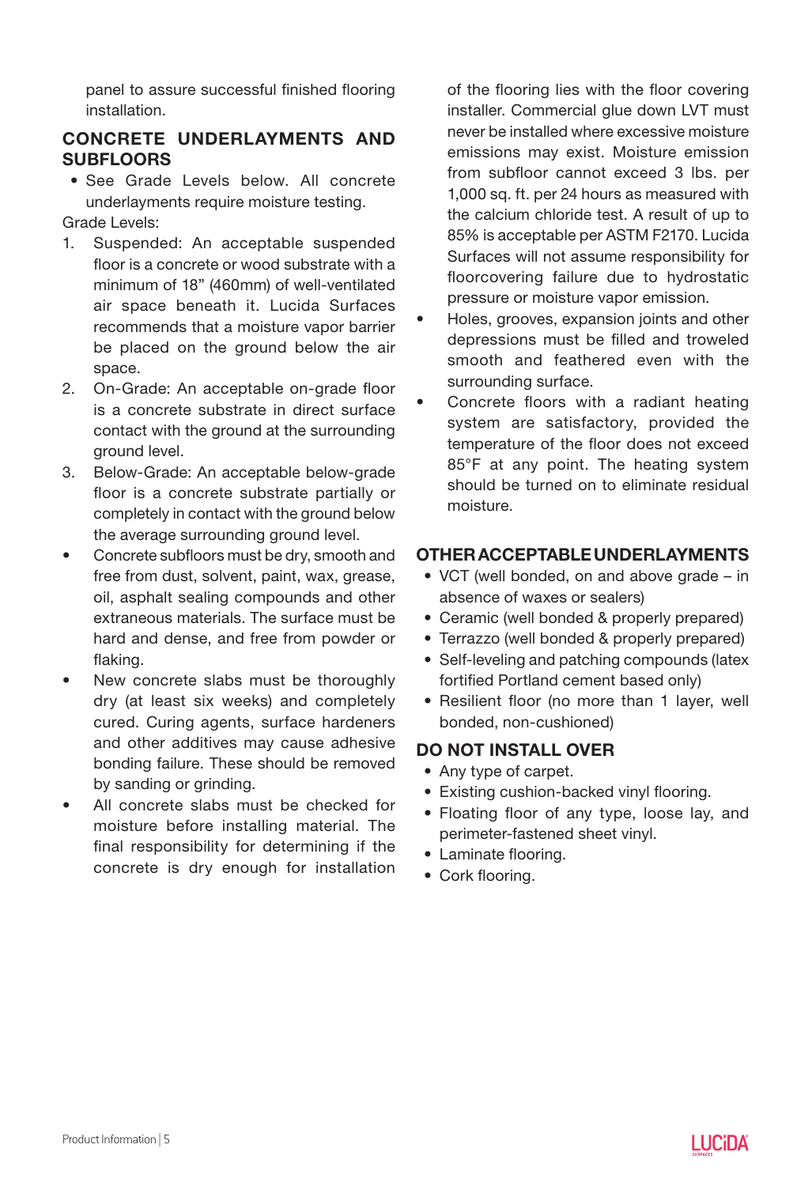panel to assure successful finished flooring installation.

## CONCRETE UNDERLAYMENTS AND SUBFLOORS

- See Grade Levels below. All concrete underlayments require moisture testing.

Grade Levels:

1. Suspended: An acceptable suspended floor is a concrete or wood substrate with a minimum of 18" (460mm) of well-ventilated air space beneath it. Lucida Surfaces recommends that a moisture vapor barrier be placed on the ground below the air space.
2. On-Grade: An acceptable on-grade floor is a concrete substrate in direct surface contact with the ground at the surrounding ground level.
3. Below-Grade: An acceptable below-grade floor is a concrete substrate partially or completely in contact with the ground below the average surrounding ground level.

- Concrete subfloors must be dry, smooth and free from dust, solvent, paint, wax, grease, oil, asphalt sealing compounds and other extraneous materials. The surface must be hard and dense, and free from powder or flaking.
- New concrete slabs must be thoroughly dry (at least six weeks) and completely cured. Curing agents, surface hardeners and other additives may cause adhesive bonding failure. These should be removed by sanding or grinding.
- All concrete slabs must be checked for moisture before installing material. The final responsibility for determining if the concrete is dry enough for installation of the flooring lies with the floor covering installer. Commercial glue down LVT must never be installed where excessive moisture emissions may exist. Moisture emission from subfloor cannot exceed 3 lbs. per 1,000 sq. ft. per 24 hours as measured with the calcium chloride test. A result of up to 85% is acceptable per ASTM F2170. Lucida Surfaces will not assume responsibility for floorcovering failure due to hydrostatic pressure or moisture vapor emission.
- Holes, grooves, expansion joints and other depressions must be filled and troweled smooth and feathered even with the surrounding surface.
- Concrete floors with a radiant heating system are satisfactory, provided the temperature of the floor does not exceed 85°F at any point. The heating system should be turned on to eliminate residual moisture.

## OTHER ACCEPTABLE UNDERLAYMENTS

- VCT (well bonded, on and above grade – in absence of waxes or sealers)
- Ceramic (well bonded & properly prepared)
- Terrazzo (well bonded & properly prepared)
- Self-leveling and patching compounds (latex fortified Portland cement based only)
- Resilient floor (no more than 1 layer, well bonded, non-cushioned)

## DO NOT INSTALL OVER

- Any type of carpet.
- Existing cushion-backed vinyl flooring.
- Floating floor of any type, loose lay, and perimeter-fastened sheet vinyl.
- Laminate flooring.
- Cork flooring.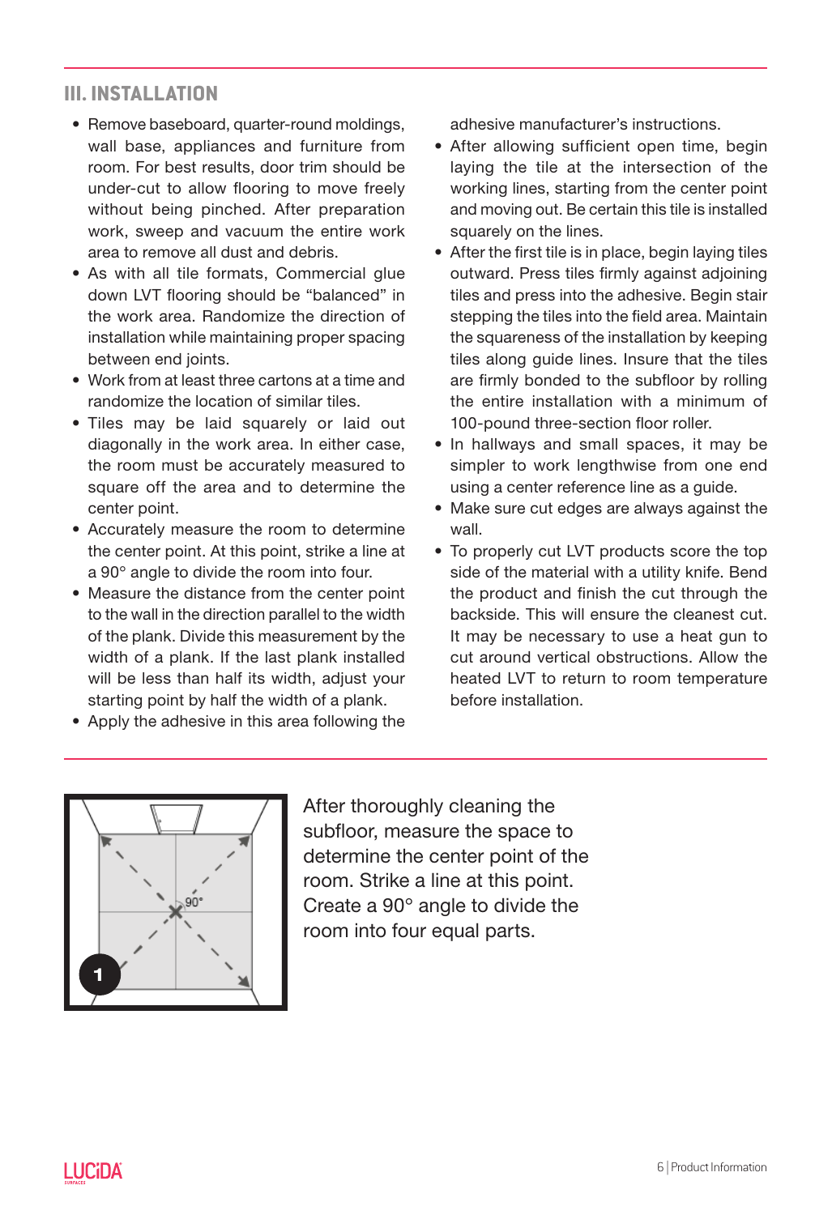## III. INSTALLATION

- Remove baseboard, quarter-round moldings, wall base, appliances and furniture from room. For best results, door trim should be under-cut to allow flooring to move freely without being pinched. After preparation work, sweep and vacuum the entire work area to remove all dust and debris.
- As with all tile formats, Commercial glue down LVT flooring should be "balanced" in the work area. Randomize the direction of installation while maintaining proper spacing between end joints.
- Work from at least three cartons at a time and randomize the location of similar tiles.
- Tiles may be laid squarely or laid out diagonally in the work area. In either case, the room must be accurately measured to square off the area and to determine the center point.
- Accurately measure the room to determine the center point. At this point, strike a line at a 90° angle to divide the room into four.
- Measure the distance from the center point to the wall in the direction parallel to the width of the plank. Divide this measurement by the width of a plank. If the last plank installed will be less than half its width, adjust your starting point by half the width of a plank.
- Apply the adhesive in this area following the adhesive manufacturer's instructions.
- After allowing sufficient open time, begin laying the tile at the intersection of the working lines, starting from the center point and moving out. Be certain this tile is installed squarely on the lines.
- After the first tile is in place, begin laying tiles outward. Press tiles firmly against adjoining tiles and press into the adhesive. Begin stair stepping the tiles into the field area. Maintain the squareness of the installation by keeping tiles along guide lines. Insure that the tiles are firmly bonded to the subfloor by rolling the entire installation with a minimum of 100-pound three-section floor roller.
- In hallways and small spaces, it may be simpler to work lengthwise from one end using a center reference line as a guide.
- Make sure cut edges are always against the wall.
- To properly cut LVT products score the top side of the material with a utility knife. Bend the product and finish the cut through the backside. This will ensure the cleanest cut. It may be necessary to use a heat gun to cut around vertical obstructions. Allow the heated LVT to return to room temperature before installation.

1

After thoroughly cleaning the subfloor, measure the space to determine the center point of the room. Strike a line at this point. Create a 90° angle to divide the room into four equal parts.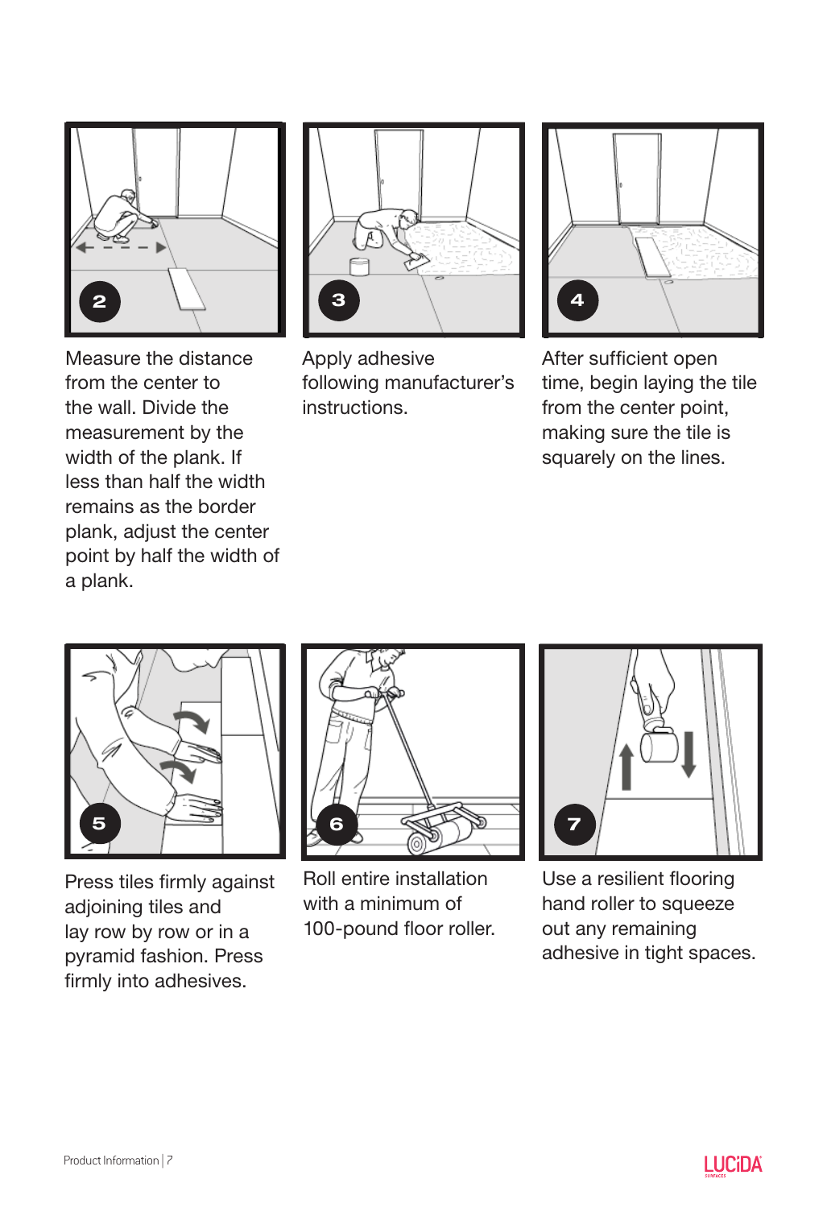2

Measure the distance from the center to the wall. Divide the measurement by the width of the plank. If less than half the width remains as the border plank, adjust the center point by half the width of a plank.

3

Apply adhesive following manufacturer's instructions.

4

After sufficient open time, begin laying the tile from the center point, making sure the tile is squarely on the lines.

5

Press tiles firmly against adjoining tiles and lay row by row or in a pyramid fashion. Press firmly into adhesives.

6

Roll entire installation with a minimum of 100-pound floor roller.

7

Use a resilient flooring hand roller to squeeze out any remaining adhesive in tight spaces.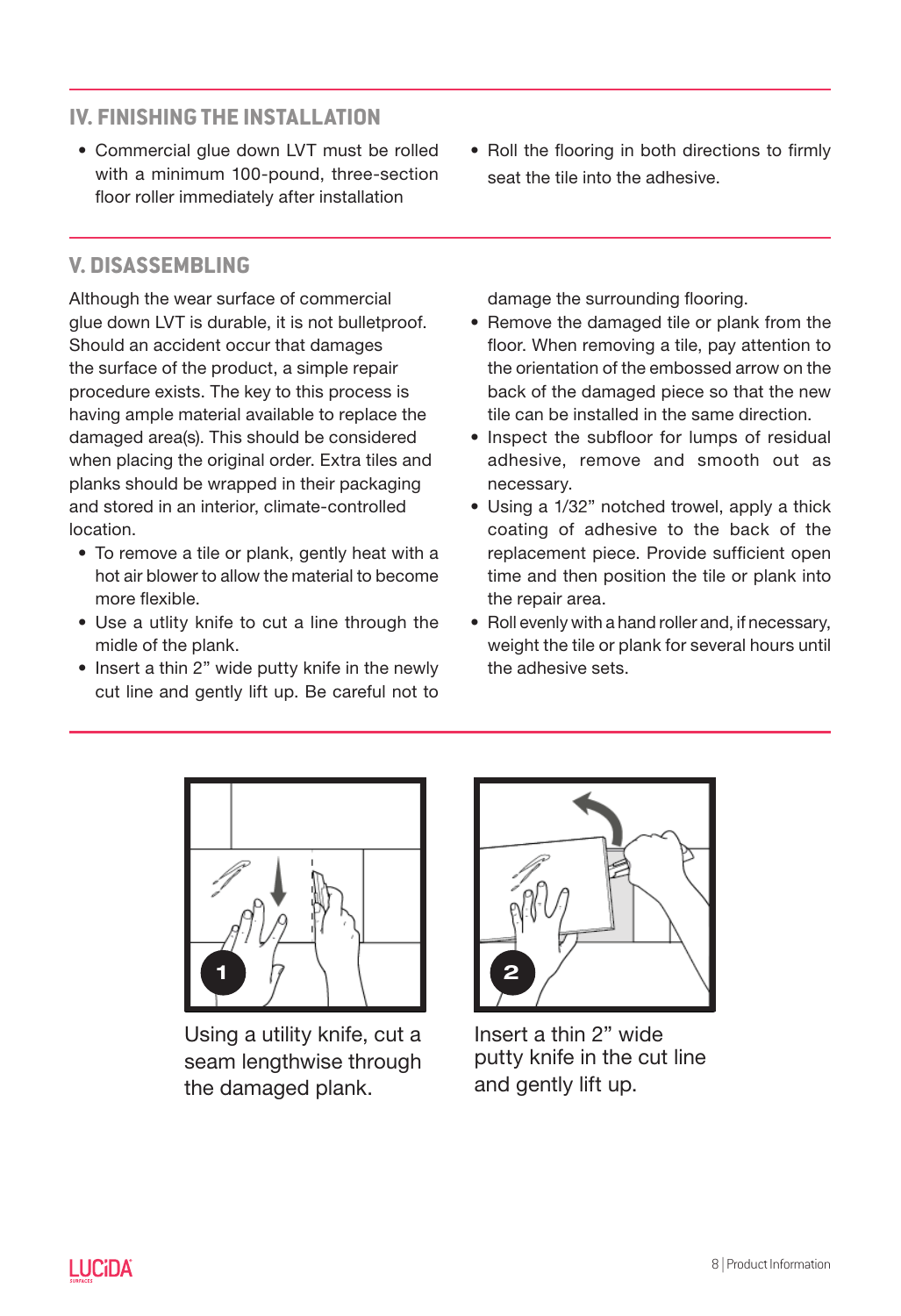## IV. FINISHING THE INSTALLATION

- Commercial glue down LVT must be rolled with a minimum 100-pound, three-section floor roller immediately after installation
- Roll the flooring in both directions to firmly seat the tile into the adhesive.

## V. DISASSEMBLING

Although the wear surface of commercial glue down LVT is durable, it is not bulletproof. Should an accident occur that damages the surface of the product, a simple repair procedure exists. The key to this process is having ample material available to replace the damaged area(s). This should be considered when placing the original order. Extra tiles and planks should be wrapped in their packaging and stored in an interior, climate-controlled location.

- To remove a tile or plank, gently heat with a hot air blower to allow the material to become more flexible.
- Use a utlity knife to cut a line through the midle of the plank.
- Insert a thin 2" wide putty knife in the newly cut line and gently lift up. Be careful not to damage the surrounding flooring.
- Remove the damaged tile or plank from the floor. When removing a tile, pay attention to the orientation of the embossed arrow on the back of the damaged piece so that the new tile can be installed in the same direction.
- Inspect the subfloor for lumps of residual adhesive, remove and smooth out as necessary.
- Using a 1/32" notched trowel, apply a thick coating of adhesive to the back of the replacement piece. Provide sufficient open time and then position the tile or plank into the repair area.
- Roll evenly with a hand roller and, if necessary, weight the tile or plank for several hours until the adhesive sets.

1 Using a utility knife, cut a seam lengthwise through the damaged plank.

2 Insert a thin 2" wide putty knife in the cut line and gently lift up.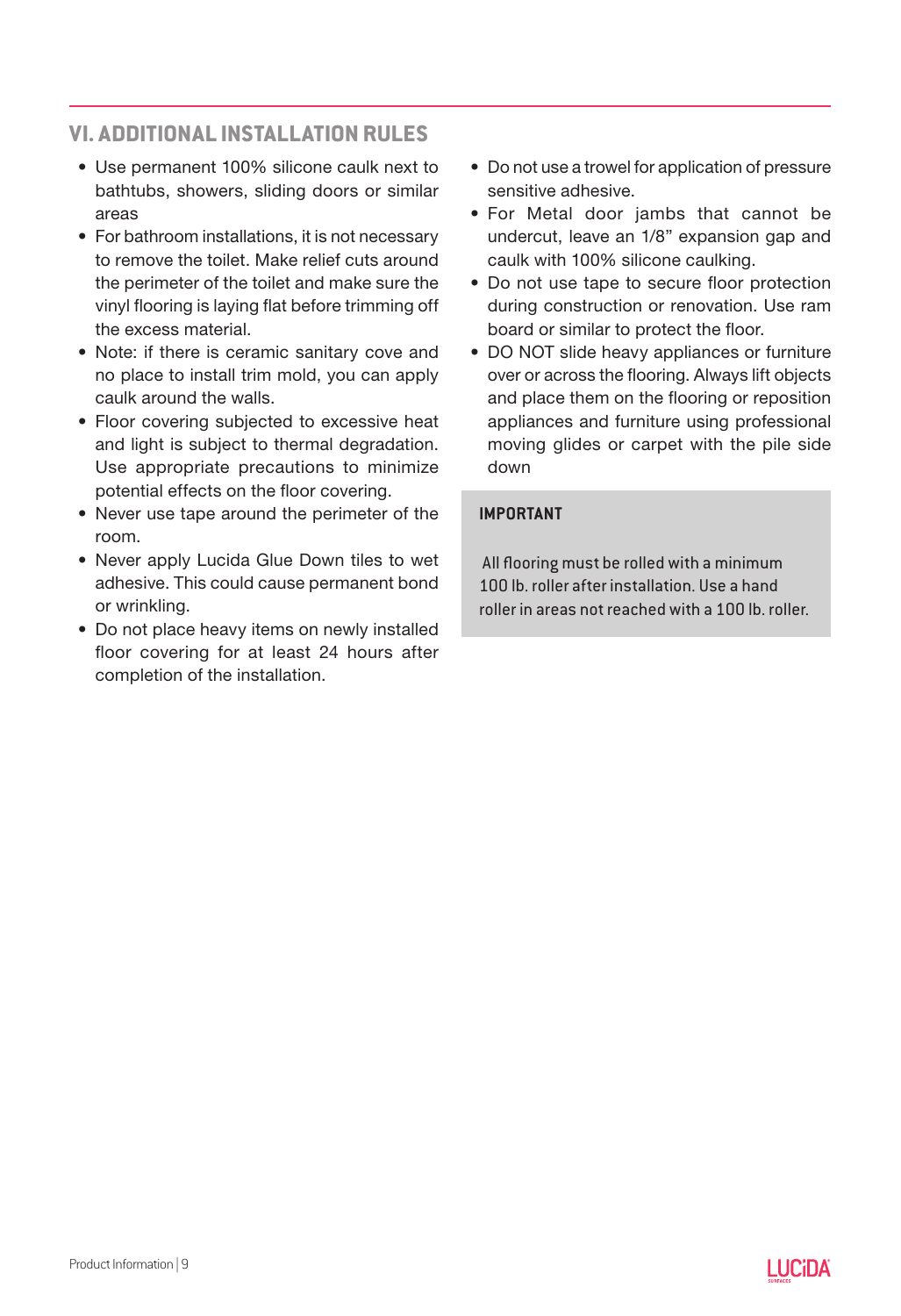## VI. ADDITIONAL INSTALLATION RULES

- Use permanent 100% silicone caulk next to bathtubs, showers, sliding doors or similar areas
- For bathroom installations, it is not necessary to remove the toilet. Make relief cuts around the perimeter of the toilet and make sure the vinyl flooring is laying flat before trimming off the excess material.
- Note: if there is ceramic sanitary cove and no place to install trim mold, you can apply caulk around the walls.
- Floor covering subjected to excessive heat and light is subject to thermal degradation. Use appropriate precautions to minimize potential effects on the floor covering.
- Never use tape around the perimeter of the room.
- Never apply Lucida Glue Down tiles to wet adhesive. This could cause permanent bond or wrinkling.
- Do not place heavy items on newly installed floor covering for at least 24 hours after completion of the installation.
- Do not use a trowel for application of pressure sensitive adhesive.
- For Metal door jambs that cannot be undercut, leave an 1/8" expansion gap and caulk with 100% silicone caulking.
- Do not use tape to secure floor protection during construction or renovation. Use ram board or similar to protect the floor.
- DO NOT slide heavy appliances or furniture over or across the flooring. Always lift objects and place them on the flooring or reposition appliances and furniture using professional moving glides or carpet with the pile side down

**IMPORTANT**

All flooring must be rolled with a minimum 100 lb. roller after installation. Use a hand roller in areas not reached with a 100 lb. roller.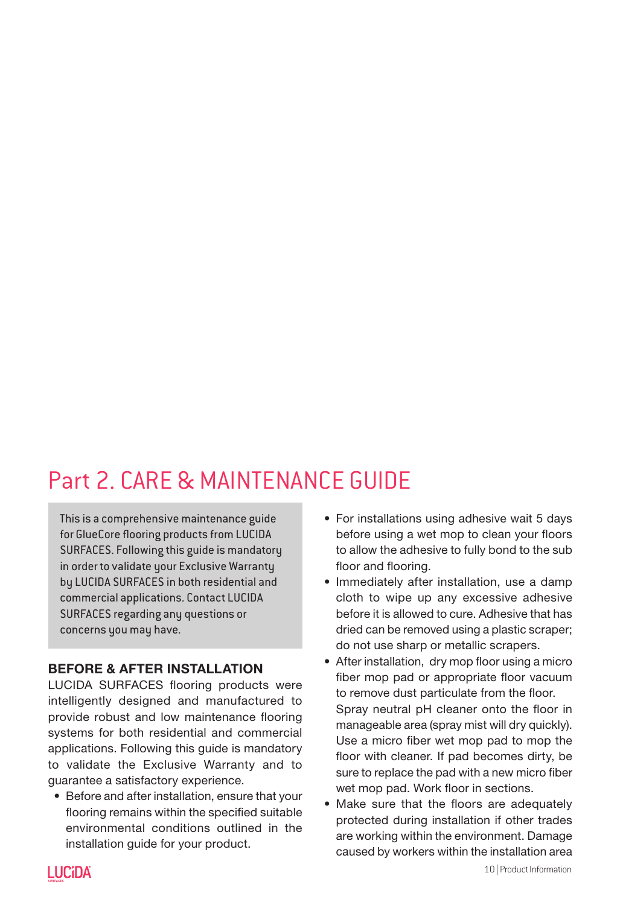# Part 2. CARE & MAINTENANCE GUIDE

This is a comprehensive maintenance guide for GlueCore flooring products from LUCIDA SURFACES. Following this guide is mandatory in order to validate your Exclusive Warranty by LUCIDA SURFACES in both residential and commercial applications. Contact LUCIDA SURFACES regarding any questions or concerns you may have.

### BEFORE & AFTER INSTALLATION

LUCIDA SURFACES flooring products were intelligently designed and manufactured to provide robust and low maintenance flooring systems for both residential and commercial applications. Following this guide is mandatory to validate the Exclusive Warranty and to guarantee a satisfactory experience.

- Before and after installation, ensure that your flooring remains within the specified suitable environmental conditions outlined in the installation guide for your product.
- For installations using adhesive wait 5 days before using a wet mop to clean your floors to allow the adhesive to fully bond to the sub floor and flooring.
- Immediately after installation, use a damp cloth to wipe up any excessive adhesive before it is allowed to cure. Adhesive that has dried can be removed using a plastic scraper; do not use sharp or metallic scrapers.
- After installation, dry mop floor using a micro fiber mop pad or appropriate floor vacuum to remove dust particulate from the floor. Spray neutral pH cleaner onto the floor in manageable area (spray mist will dry quickly). Use a micro fiber wet mop pad to mop the floor with cleaner. If pad becomes dirty, be sure to replace the pad with a new micro fiber wet mop pad. Work floor in sections.
- Make sure that the floors are adequately protected during installation if other trades are working within the environment. Damage caused by workers within the installation area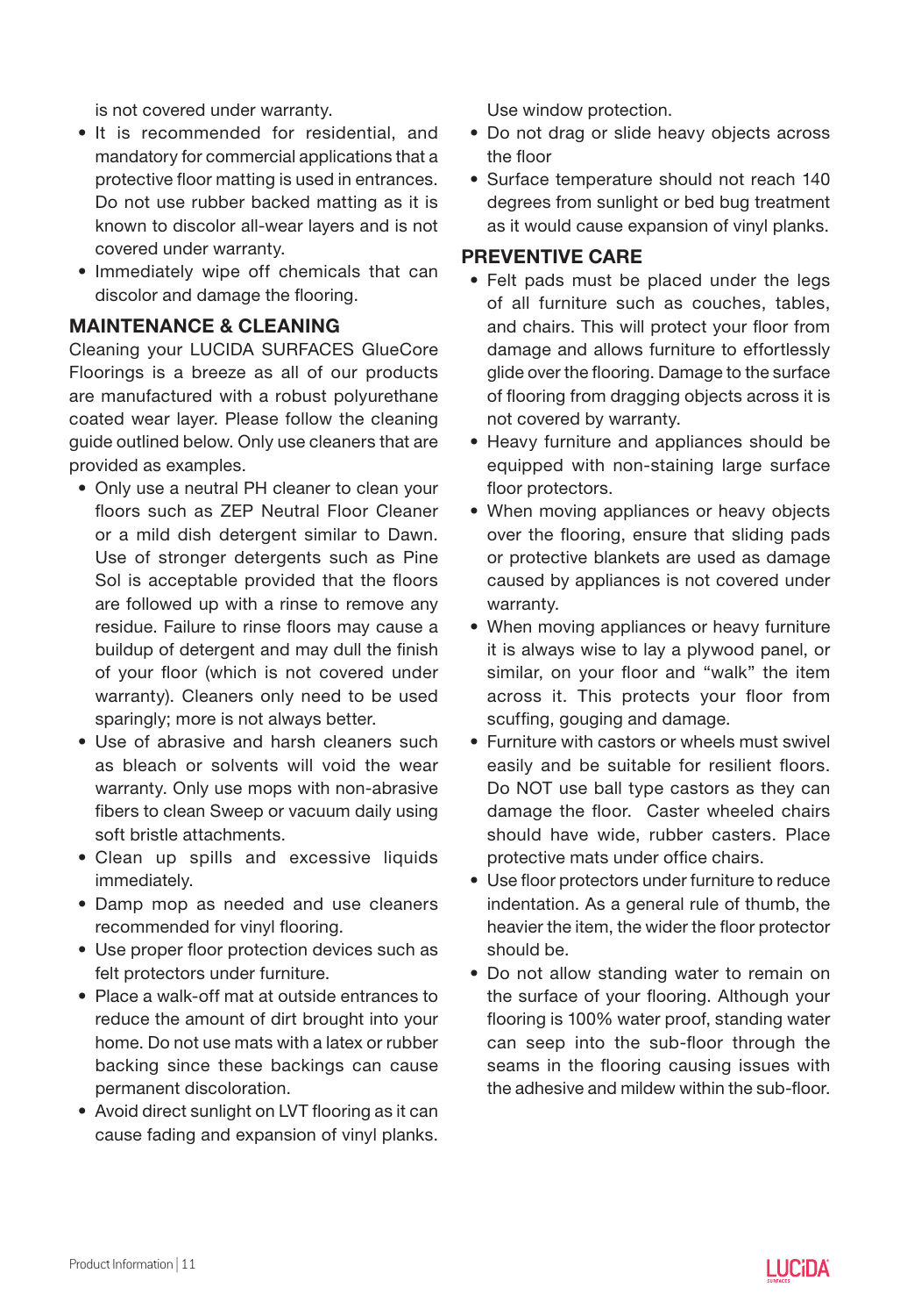is not covered under warranty.

- It is recommended for residential, and mandatory for commercial applications that a protective floor matting is used in entrances. Do not use rubber backed matting as it is known to discolor all-wear layers and is not covered under warranty.
- Immediately wipe off chemicals that can discolor and damage the flooring.

## MAINTENANCE & CLEANING

Cleaning your LUCIDA SURFACES GlueCore Floorings is a breeze as all of our products are manufactured with a robust polyurethane coated wear layer. Please follow the cleaning guide outlined below. Only use cleaners that are provided as examples.

- Only use a neutral PH cleaner to clean your floors such as ZEP Neutral Floor Cleaner or a mild dish detergent similar to Dawn. Use of stronger detergents such as Pine Sol is acceptable provided that the floors are followed up with a rinse to remove any residue. Failure to rinse floors may cause a buildup of detergent and may dull the finish of your floor (which is not covered under warranty). Cleaners only need to be used sparingly; more is not always better.
- Use of abrasive and harsh cleaners such as bleach or solvents will void the wear warranty. Only use mops with non-abrasive fibers to clean Sweep or vacuum daily using soft bristle attachments.
- Clean up spills and excessive liquids immediately.
- Damp mop as needed and use cleaners recommended for vinyl flooring.
- Use proper floor protection devices such as felt protectors under furniture.
- Place a walk-off mat at outside entrances to reduce the amount of dirt brought into your home. Do not use mats with a latex or rubber backing since these backings can cause permanent discoloration.
- Avoid direct sunlight on LVT flooring as it can cause fading and expansion of vinyl planks. Use window protection.
- Do not drag or slide heavy objects across the floor
- Surface temperature should not reach 140 degrees from sunlight or bed bug treatment as it would cause expansion of vinyl planks.

## PREVENTIVE CARE

- Felt pads must be placed under the legs of all furniture such as couches, tables, and chairs. This will protect your floor from damage and allows furniture to effortlessly glide over the flooring. Damage to the surface of flooring from dragging objects across it is not covered by warranty.
- Heavy furniture and appliances should be equipped with non-staining large surface floor protectors.
- When moving appliances or heavy objects over the flooring, ensure that sliding pads or protective blankets are used as damage caused by appliances is not covered under warranty.
- When moving appliances or heavy furniture it is always wise to lay a plywood panel, or similar, on your floor and "walk" the item across it. This protects your floor from scuffing, gouging and damage.
- Furniture with castors or wheels must swivel easily and be suitable for resilient floors. Do NOT use ball type castors as they can damage the floor. Caster wheeled chairs should have wide, rubber casters. Place protective mats under office chairs.
- Use floor protectors under furniture to reduce indentation. As a general rule of thumb, the heavier the item, the wider the floor protector should be.
- Do not allow standing water to remain on the surface of your flooring. Although your flooring is 100% water proof, standing water can seep into the sub-floor through the seams in the flooring causing issues with the adhesive and mildew within the sub-floor.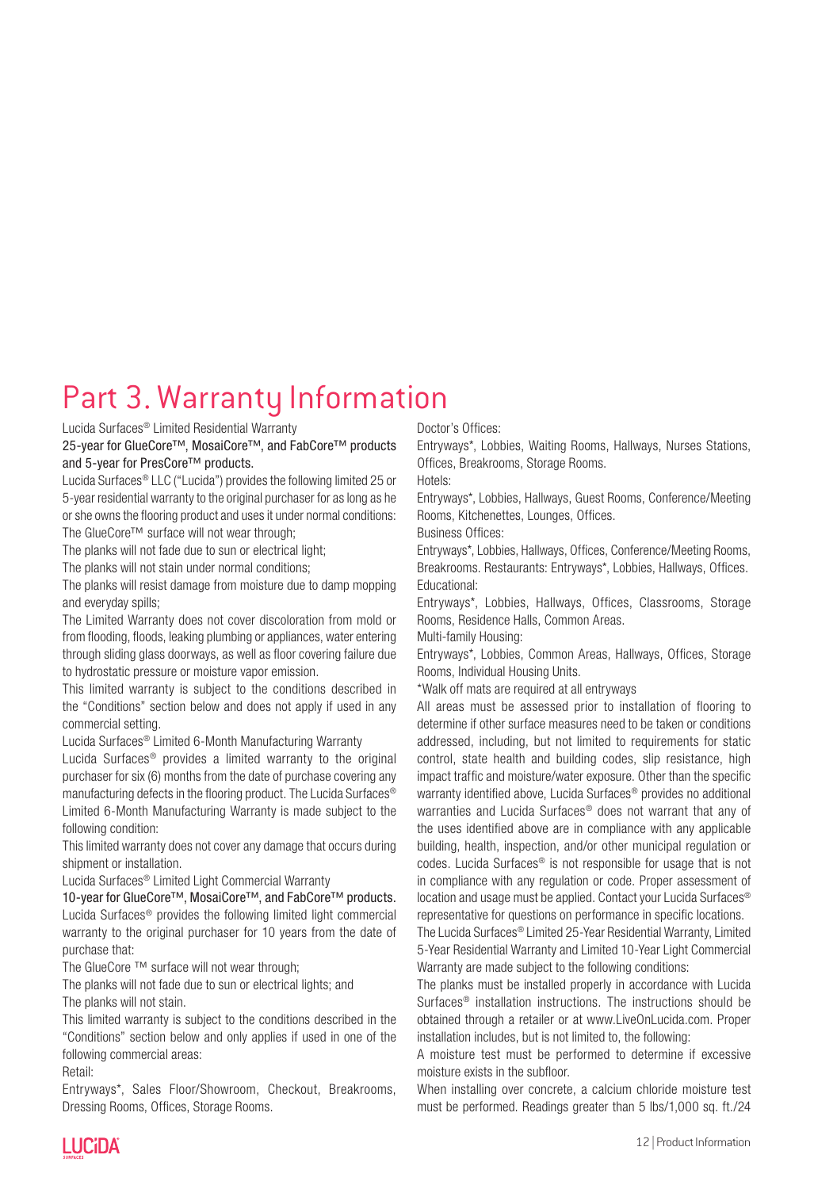# Part 3. Warranty Information

Lucida Surfaces® Limited Residential Warranty

25-year for GlueCore™, MosaiCore™, and FabCore™ products and 5-year for PresCore™ products.

Lucida Surfaces® LLC ("Lucida") provides the following limited 25 or 5-year residential warranty to the original purchaser for as long as he or she owns the flooring product and uses it under normal conditions:

The GlueCore™ surface will not wear through;

The planks will not fade due to sun or electrical light;

The planks will not stain under normal conditions;

The planks will resist damage from moisture due to damp mopping and everyday spills;

The Limited Warranty does not cover discoloration from mold or from flooding, floods, leaking plumbing or appliances, water entering through sliding glass doorways, as well as floor covering failure due to hydrostatic pressure or moisture vapor emission.

This limited warranty is subject to the conditions described in the "Conditions" section below and does not apply if used in any commercial setting.

Lucida Surfaces® Limited 6-Month Manufacturing Warranty

Lucida Surfaces® provides a limited warranty to the original purchaser for six (6) months from the date of purchase covering any manufacturing defects in the flooring product. The Lucida Surfaces® Limited 6-Month Manufacturing Warranty is made subject to the following condition:

This limited warranty does not cover any damage that occurs during shipment or installation.

Lucida Surfaces® Limited Light Commercial Warranty

10-year for GlueCore™, MosaiCore™, and FabCore™ products.

Lucida Surfaces® provides the following limited light commercial warranty to the original purchaser for 10 years from the date of purchase that:

The GlueCore ™ surface will not wear through;

The planks will not fade due to sun or electrical lights; and

The planks will not stain.

This limited warranty is subject to the conditions described in the "Conditions" section below and only applies if used in one of the following commercial areas:

Retail:

Entryways*, Sales Floor/Showroom, Checkout, Breakrooms, Dressing Rooms, Offices, Storage Rooms.

Doctor's Offices:

Entryways*, Lobbies, Waiting Rooms, Hallways, Nurses Stations, Offices, Breakrooms, Storage Rooms.

Hotels:

Entryways*, Lobbies, Hallways, Guest Rooms, Conference/Meeting Rooms, Kitchenettes, Lounges, Offices.

Business Offices:

Entryways*, Lobbies, Hallways, Offices, Conference/Meeting Rooms, Breakrooms. Restaurants: Entryways*, Lobbies, Hallways, Offices.

Educational:

Entryways*, Lobbies, Hallways, Offices, Classrooms, Storage Rooms, Residence Halls, Common Areas.

Multi-family Housing:

Entryways*, Lobbies, Common Areas, Hallways, Offices, Storage Rooms, Individual Housing Units.

*Walk off mats are required at all entryways

All areas must be assessed prior to installation of flooring to determine if other surface measures need to be taken or conditions addressed, including, but not limited to requirements for static control, state health and building codes, slip resistance, high impact traffic and moisture/water exposure. Other than the specific warranty identified above, Lucida Surfaces® provides no additional warranties and Lucida Surfaces® does not warrant that any of the uses identified above are in compliance with any applicable building, health, inspection, and/or other municipal regulation or codes. Lucida Surfaces® is not responsible for usage that is not in compliance with any regulation or code. Proper assessment of location and usage must be applied. Contact your Lucida Surfaces® representative for questions on performance in specific locations.

The Lucida Surfaces® Limited 25-Year Residential Warranty, Limited 5-Year Residential Warranty and Limited 10-Year Light Commercial Warranty are made subject to the following conditions:

The planks must be installed properly in accordance with Lucida Surfaces® installation instructions. The instructions should be obtained through a retailer or at www.LiveOnLucida.com. Proper installation includes, but is not limited to, the following:

A moisture test must be performed to determine if excessive moisture exists in the subfloor.

When installing over concrete, a calcium chloride moisture test must be performed. Readings greater than 5 lbs/1,000 sq. ft./24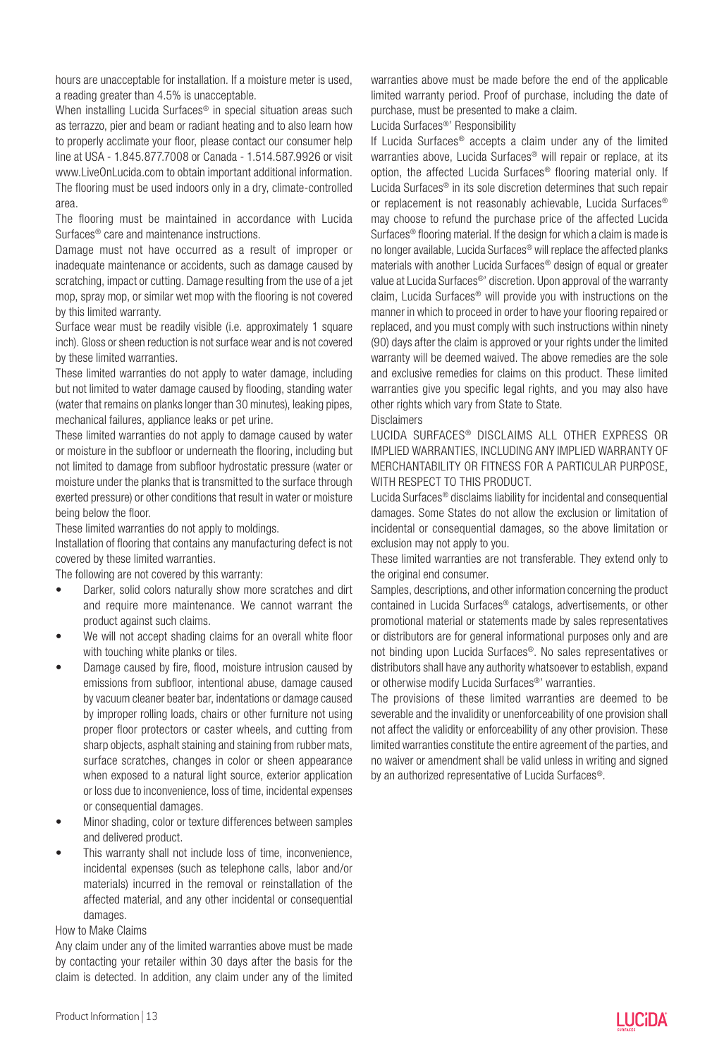hours are unacceptable for installation. If a moisture meter is used, a reading greater than 4.5% is unacceptable.

When installing Lucida Surfaces® in special situation areas such as terrazzo, pier and beam or radiant heating and to also learn how to properly acclimate your floor, please contact our consumer help line at USA - 1.845.877.7008 or Canada - 1.514.587.9926 or visit www.LiveOnLucida.com to obtain important additional information.

The flooring must be used indoors only in a dry, climate-controlled area.

The flooring must be maintained in accordance with Lucida Surfaces® care and maintenance instructions.

Damage must not have occurred as a result of improper or inadequate maintenance or accidents, such as damage caused by scratching, impact or cutting. Damage resulting from the use of a jet mop, spray mop, or similar wet mop with the flooring is not covered by this limited warranty.

Surface wear must be readily visible (i.e. approximately 1 square inch). Gloss or sheen reduction is not surface wear and is not covered by these limited warranties.

These limited warranties do not apply to water damage, including but not limited to water damage caused by flooding, standing water (water that remains on planks longer than 30 minutes), leaking pipes, mechanical failures, appliance leaks or pet urine.

These limited warranties do not apply to damage caused by water or moisture in the subfloor or underneath the flooring, including but not limited to damage from subfloor hydrostatic pressure (water or moisture under the planks that is transmitted to the surface through exerted pressure) or other conditions that result in water or moisture being below the floor.

These limited warranties do not apply to moldings.

Installation of flooring that contains any manufacturing defect is not covered by these limited warranties.

The following are not covered by this warranty:

- Darker, solid colors naturally show more scratches and dirt and require more maintenance. We cannot warrant the product against such claims.
- We will not accept shading claims for an overall white floor with touching white planks or tiles.
- Damage caused by fire, flood, moisture intrusion caused by emissions from subfloor, intentional abuse, damage caused by vacuum cleaner beater bar, indentations or damage caused by improper rolling loads, chairs or other furniture not using proper floor protectors or caster wheels, and cutting from sharp objects, asphalt staining and staining from rubber mats, surface scratches, changes in color or sheen appearance when exposed to a natural light source, exterior application or loss due to inconvenience, loss of time, incidental expenses or consequential damages.
- Minor shading, color or texture differences between samples and delivered product.
- This warranty shall not include loss of time, inconvenience, incidental expenses (such as telephone calls, labor and/or materials) incurred in the removal or reinstallation of the affected material, and any other incidental or consequential damages.

How to Make Claims

Any claim under any of the limited warranties above must be made by contacting your retailer within 30 days after the basis for the claim is detected. In addition, any claim under any of the limited warranties above must be made before the end of the applicable limited warranty period. Proof of purchase, including the date of purchase, must be presented to make a claim.

Lucida Surfaces®' Responsibility

If Lucida Surfaces® accepts a claim under any of the limited warranties above, Lucida Surfaces® will repair or replace, at its option, the affected Lucida Surfaces® flooring material only. If Lucida Surfaces® in its sole discretion determines that such repair or replacement is not reasonably achievable, Lucida Surfaces® may choose to refund the purchase price of the affected Lucida Surfaces® flooring material. If the design for which a claim is made is no longer available, Lucida Surfaces® will replace the affected planks materials with another Lucida Surfaces® design of equal or greater value at Lucida Surfaces®' discretion. Upon approval of the warranty claim, Lucida Surfaces® will provide you with instructions on the manner in which to proceed in order to have your flooring repaired or replaced, and you must comply with such instructions within ninety (90) days after the claim is approved or your rights under the limited warranty will be deemed waived. The above remedies are the sole and exclusive remedies for claims on this product. These limited warranties give you specific legal rights, and you may also have other rights which vary from State to State.

Disclaimers

LUCIDA SURFACES® DISCLAIMS ALL OTHER EXPRESS OR IMPLIED WARRANTIES, INCLUDING ANY IMPLIED WARRANTY OF MERCHANTABILITY OR FITNESS FOR A PARTICULAR PURPOSE, WITH RESPECT TO THIS PRODUCT.

Lucida Surfaces® disclaims liability for incidental and consequential damages. Some States do not allow the exclusion or limitation of incidental or consequential damages, so the above limitation or exclusion may not apply to you.

These limited warranties are not transferable. They extend only to the original end consumer.

Samples, descriptions, and other information concerning the product contained in Lucida Surfaces® catalogs, advertisements, or other promotional material or statements made by sales representatives or distributors are for general informational purposes only and are not binding upon Lucida Surfaces®. No sales representatives or distributors shall have any authority whatsoever to establish, expand or otherwise modify Lucida Surfaces®' warranties.

The provisions of these limited warranties are deemed to be severable and the invalidity or unenforceability of one provision shall not affect the validity or enforceability of any other provision. These limited warranties constitute the entire agreement of the parties, and no waiver or amendment shall be valid unless in writing and signed by an authorized representative of Lucida Surfaces®.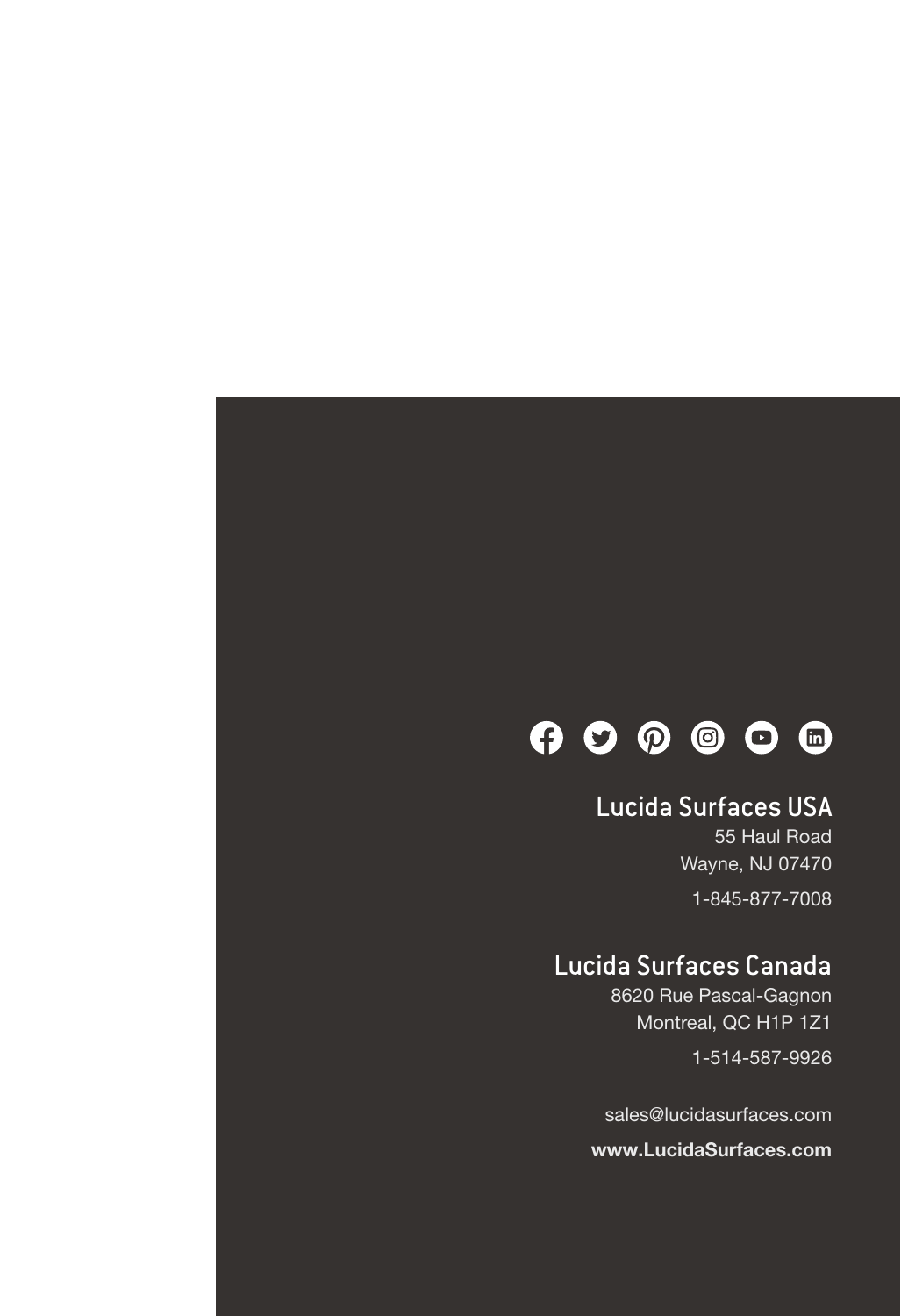## Lucida Surfaces USA

55 Haul Road
Wayne, NJ 07470

1-845-877-7008

## Lucida Surfaces Canada

8620 Rue Pascal-Gagnon
Montreal, QC H1P 1Z1

1-514-587-9926

sales@lucidasurfaces.com

**www.LucidaSurfaces.com**